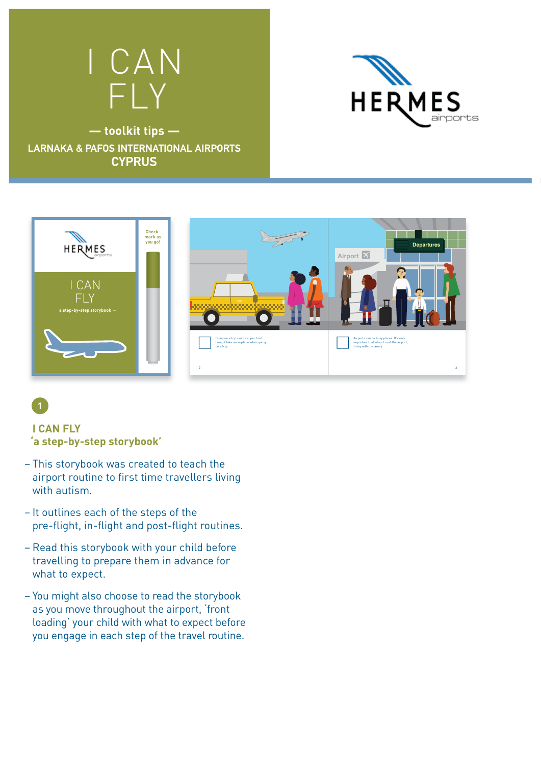# I CAN FLY

**— toolkit tips —**

**LARNAKA & PAFOS INTERNATIONAL AIRPORTS**
**CYPRUS**

HERMES airports

1

## I CAN FLY
## 'a step-by-step storybook'

- This storybook was created to teach the airport routine to first time travellers living with autism.
- It outlines each of the steps of the pre-flight, in-flight and post-flight routines.
- Read this storybook with your child before travelling to prepare them in advance for what to expect.
- You might also choose to read the storybook as you move throughout the airport, 'front loading' your child with what to expect before you engage in each step of the travel routine.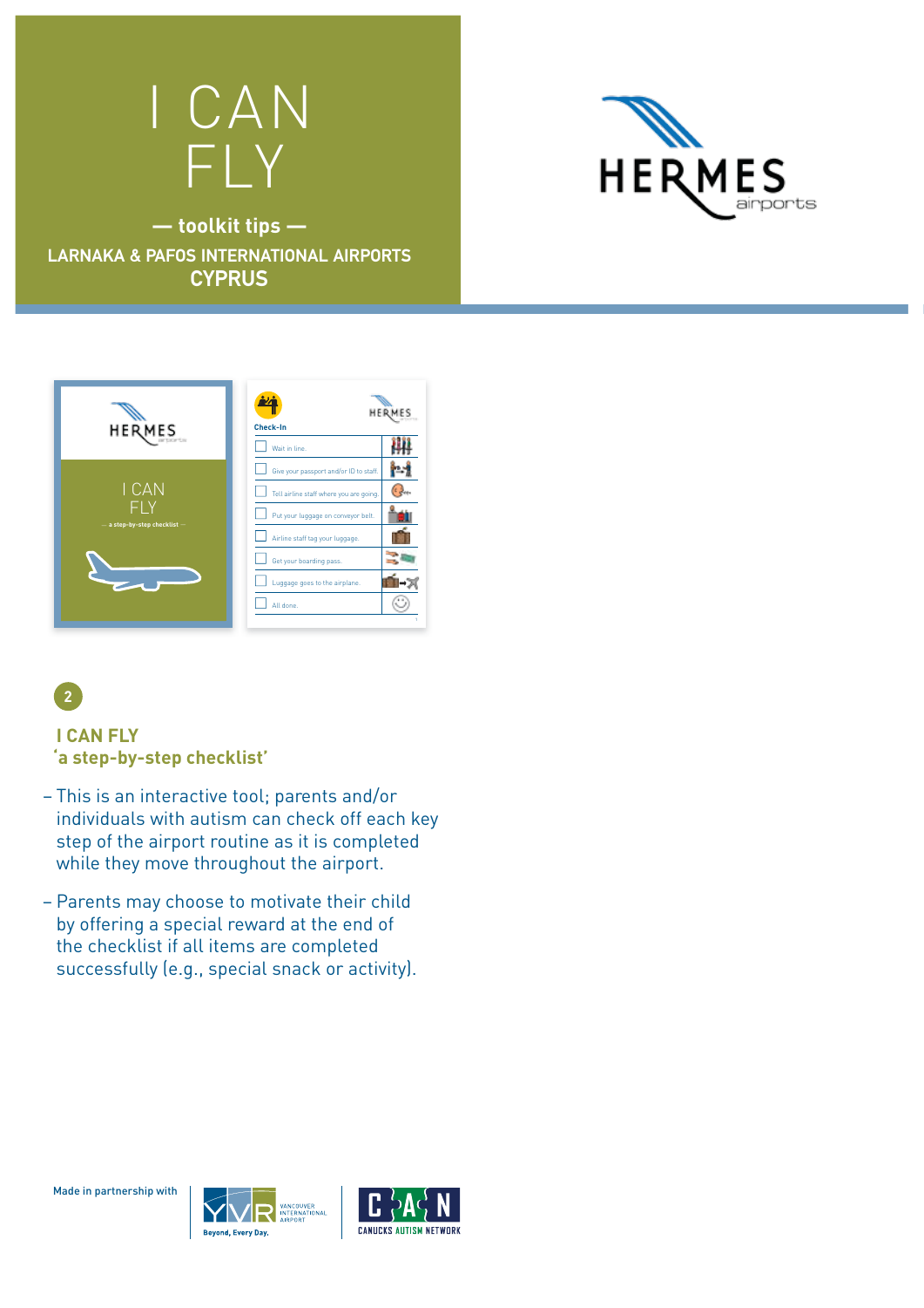# I CAN FLY

**— toolkit tips —**

**LARNAKA & PAFOS INTERNATIONAL AIRPORTS**
**CYPRUS**

HERMES airports

HERMES airports

I CAN FLY

— a step-by-step checklist —

**Check-In**

| | |
|---|---|
| ☐ Wait in line. | |
| ☐ Give your passport and/or ID to staff. | |
| ☐ Tell airline staff where you are going. | |
| ☐ Put your luggage on conveyor belt. | |
| ☐ Airline staff tag your luggage. | |
| ☐ Get your boarding pass. | |
| ☐ Luggage goes to the airplane. | |
| ☐ All done. | |

2

## I CAN FLY
## 'a step-by-step checklist'

- This is an interactive tool; parents and/or individuals with autism can check off each key step of the airport routine as it is completed while they move throughout the airport.
- Parents may choose to motivate their child by offering a special reward at the end of the checklist if all items are completed successfully (e.g., special snack or activity).

Made in partnership with

YVR VANCOUVER INTERNATIONAL AIRPORT Beyond, Every Day.

CAN CANUCKS AUTISM NETWORK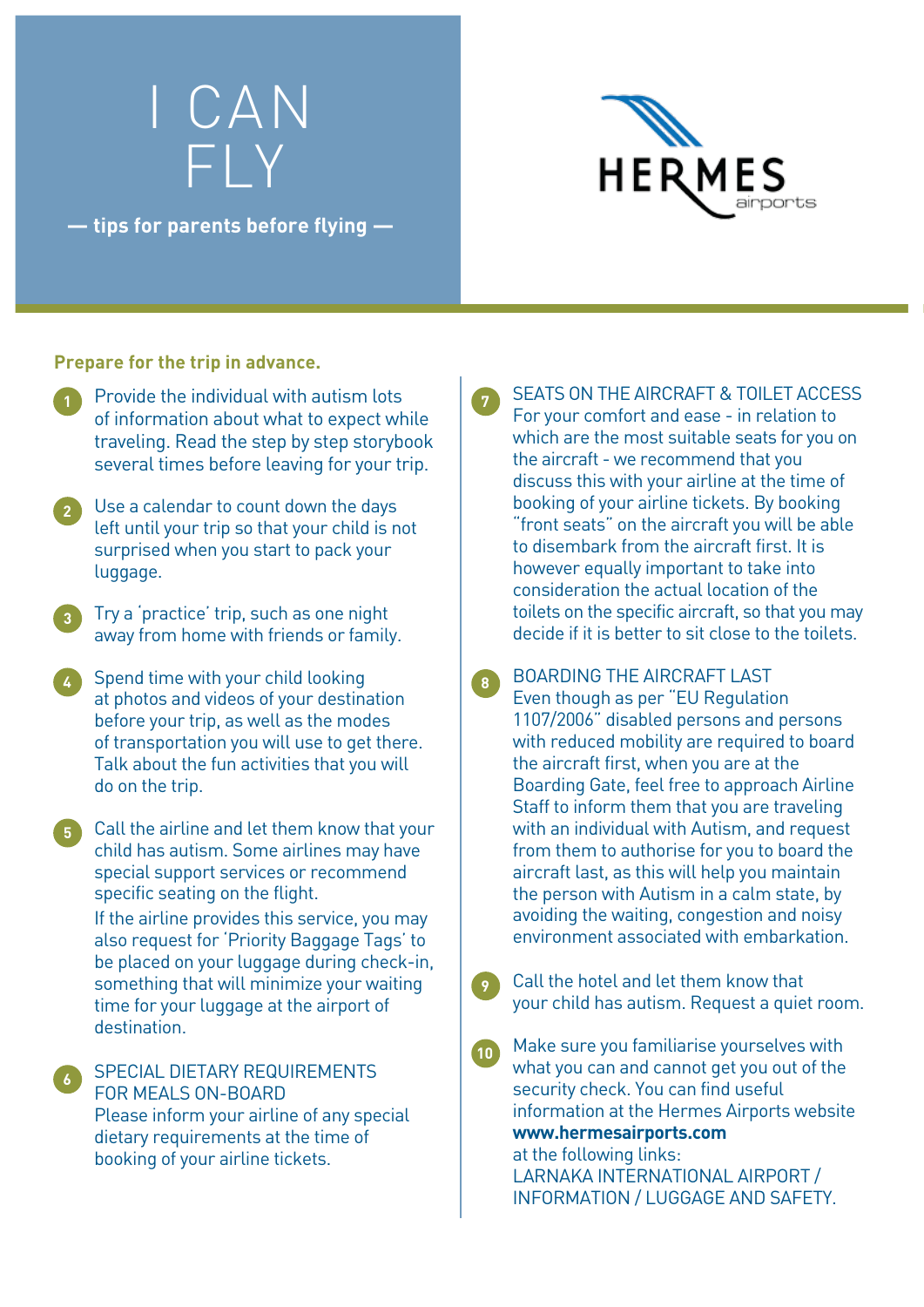# I CAN FLY

**— tips for parents before flying —**

HERMES airports

**Prepare for the trip in advance.**

1. Provide the individual with autism lots of information about what to expect while traveling. Read the step by step storybook several times before leaving for your trip.

2. Use a calendar to count down the days left until your trip so that your child is not surprised when you start to pack your luggage.

3. Try a 'practice' trip, such as one night away from home with friends or family.

4. Spend time with your child looking at photos and videos of your destination before your trip, as well as the modes of transportation you will use to get there. Talk about the fun activities that you will do on the trip.

5. Call the airline and let them know that your child has autism. Some airlines may have special support services or recommend specific seating on the flight.
   If the airline provides this service, you may also request for 'Priority Baggage Tags' to be placed on your luggage during check-in, something that will minimize your waiting time for your luggage at the airport of destination.

6. SPECIAL DIETARY REQUIREMENTS FOR MEALS ON-BOARD
   Please inform your airline of any special dietary requirements at the time of booking of your airline tickets.

7. SEATS ON THE AIRCRAFT & TOILET ACCESS
   For your comfort and ease - in relation to which are the most suitable seats for you on the aircraft - we recommend that you discuss this with your airline at the time of booking of your airline tickets. By booking "front seats" on the aircraft you will be able to disembark from the aircraft first. It is however equally important to take into consideration the actual location of the toilets on the specific aircraft, so that you may decide if it is better to sit close to the toilets.

8. BOARDING THE AIRCRAFT LAST
   Even though as per "EU Regulation 1107/2006" disabled persons and persons with reduced mobility are required to board the aircraft first, when you are at the Boarding Gate, feel free to approach Airline Staff to inform them that you are traveling with an individual with Autism, and request from them to authorise for you to board the aircraft last, as this will help you maintain the person with Autism in a calm state, by avoiding the waiting, congestion and noisy environment associated with embarkation.

9. Call the hotel and let them know that your child has autism. Request a quiet room.

10. Make sure you familiarise yourselves with what you can and cannot get you out of the security check. You can find useful information at the Hermes Airports website **www.hermesairports.com** at the following links: LARNAKA INTERNATIONAL AIRPORT / INFORMATION / LUGGAGE AND SAFETY.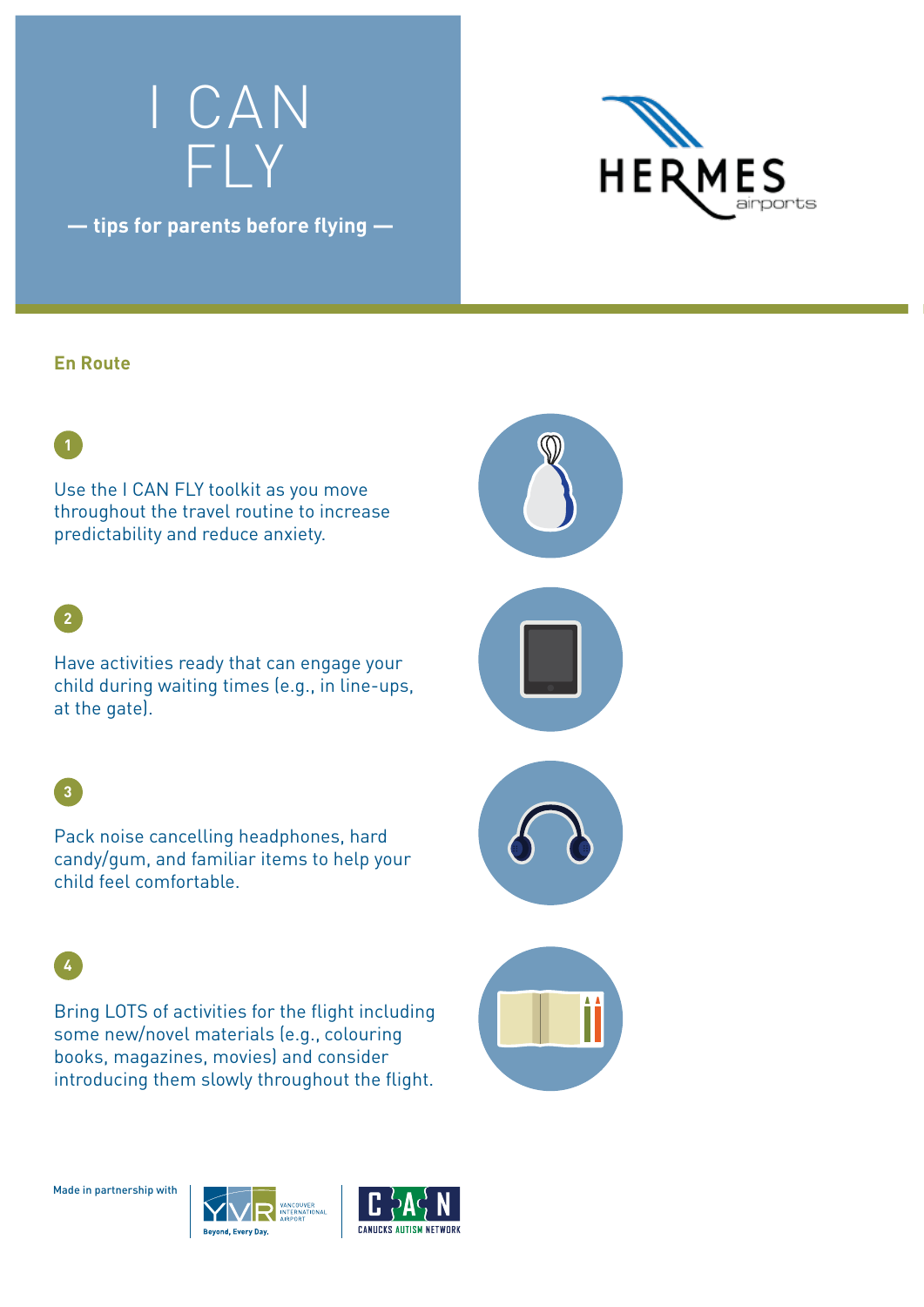# I CAN FLY

— tips for parents before flying —

HERMES airports

## En Route

1

Use the I CAN FLY toolkit as you move throughout the travel routine to increase predictability and reduce anxiety.

2

Have activities ready that can engage your child during waiting times (e.g., in line-ups, at the gate).

3

Pack noise cancelling headphones, hard candy/gum, and familiar items to help your child feel comfortable.

4

Bring LOTS of activities for the flight including some new/novel materials (e.g., colouring books, magazines, movies) and consider introducing them slowly throughout the flight.

Made in partnership with

YVR Vancouver International Airport — Beyond, Every Day.

CAN — Canucks Autism Network